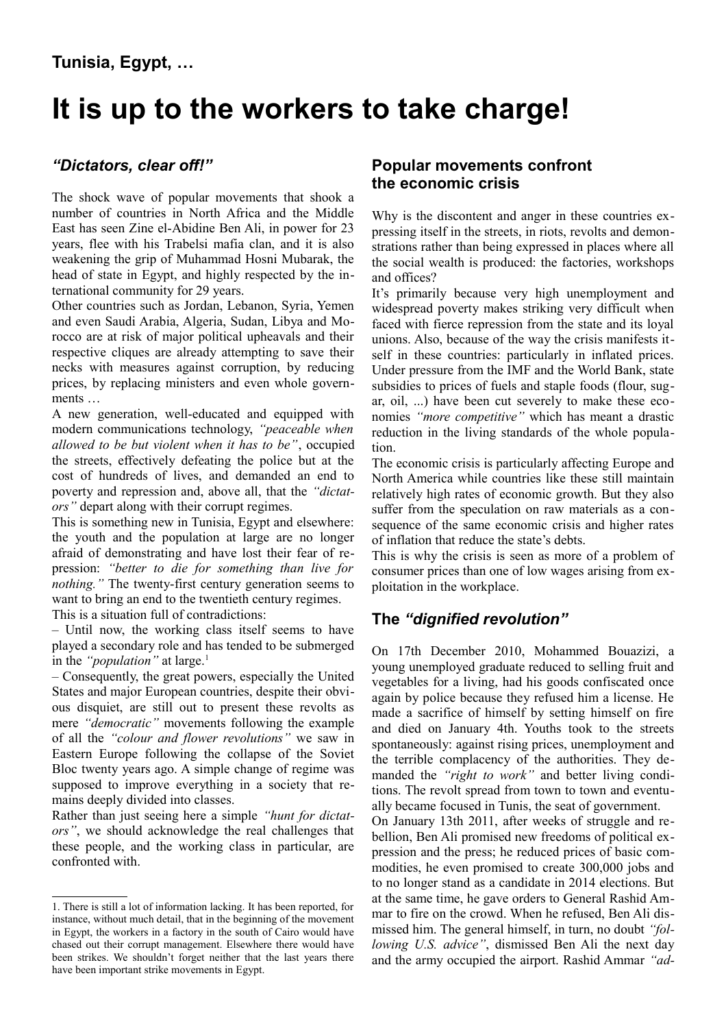**Tunisia, Egypt, …**

# It is up to the workers to take charge!

## *"Dictators, clear off!"*

The shock wave of popular movements that shook a number of countries in North Africa and the Middle East has seen Zine el-Abidine Ben Ali, in power for 23 years, flee with his Trabelsi mafia clan, and it is also weakening the grip of Muhammad Hosni Mubarak, the head of state in Egypt, and highly respected by the international community for 29 years.

Other countries such as Jordan, Lebanon, Syria, Yemen and even Saudi Arabia, Algeria, Sudan, Libya and Morocco are at risk of major political upheavals and their respective cliques are already attempting to save their necks with measures against corruption, by reducing prices, by replacing ministers and even whole governments …

A new generation, well-educated and equipped with modern communications technology, *"peaceable when allowed to be but violent when it has to be"*, occupied the streets, effectively defeating the police but at the cost of hundreds of lives, and demanded an end to poverty and repression and, above all, that the *"dictators"* depart along with their corrupt regimes.

This is something new in Tunisia, Egypt and elsewhere: the youth and the population at large are no longer afraid of demonstrating and have lost their fear of repression: *"better to die for something than live for nothing."* The twenty-first century generation seems to want to bring an end to the twentieth century regimes.

This is a situation full of contradictions:

– Until now, the working class itself seems to have played a secondary role and has tended to be submerged in the *"population"* at large.[1]

– Consequently, the great powers, especially the United States and major European countries, despite their obvious disquiet, are still out to present these revolts as mere *"democratic"* movements following the example of all the *"colour and flower revolutions"* we saw in Eastern Europe following the collapse of the Soviet Bloc twenty years ago. A simple change of regime was supposed to improve everything in a society that remains deeply divided into classes.

Rather than just seeing here a simple *"hunt for dictators"*, we should acknowledge the real challenges that these people, and the working class in particular, are confronted with.

## Popular movements confront the economic crisis

Why is the discontent and anger in these countries expressing itself in the streets, in riots, revolts and demonstrations rather than being expressed in places where all the social wealth is produced: the factories, workshops and offices?

It's primarily because very high unemployment and widespread poverty makes striking very difficult when faced with fierce repression from the state and its loyal unions. Also, because of the way the crisis manifests itself in these countries: particularly in inflated prices. Under pressure from the IMF and the World Bank, state subsidies to prices of fuels and staple foods (flour, sugar, oil, ...) have been cut severely to make these economies *"more competitive"* which has meant a drastic reduction in the living standards of the whole population.

The economic crisis is particularly affecting Europe and North America while countries like these still maintain relatively high rates of economic growth. But they also suffer from the speculation on raw materials as a consequence of the same economic crisis and higher rates of inflation that reduce the state's debts.

This is why the crisis is seen as more of a problem of consumer prices than one of low wages arising from exploitation in the workplace.

## The *"dignified revolution"*

On 17th December 2010, Mohammed Bouazizi, a young unemployed graduate reduced to selling fruit and vegetables for a living, had his goods confiscated once again by police because they refused him a license. He made a sacrifice of himself by setting himself on fire and died on January 4th. Youths took to the streets spontaneously: against rising prices, unemployment and the terrible complacency of the authorities. They demanded the *"right to work"* and better living conditions. The revolt spread from town to town and eventually became focused in Tunis, the seat of government.

On January 13th 2011, after weeks of struggle and rebellion, Ben Ali promised new freedoms of political expression and the press; he reduced prices of basic commodities, he even promised to create 300,000 jobs and to no longer stand as a candidate in 2014 elections. But at the same time, he gave orders to General Rashid Ammar to fire on the crowd. When he refused, Ben Ali dismissed him. The general himself, in turn, no doubt *"following U.S. advice"*, dismissed Ben Ali the next day and the army occupied the airport. Rashid Ammar *"ad-*

---

1. There is still a lot of information lacking. It has been reported, for instance, without much detail, that in the beginning of the movement in Egypt, the workers in a factory in the south of Cairo would have chased out their corrupt management. Elsewhere there would have been strikes. We shouldn't forget neither that the last years there have been important strike movements in Egypt.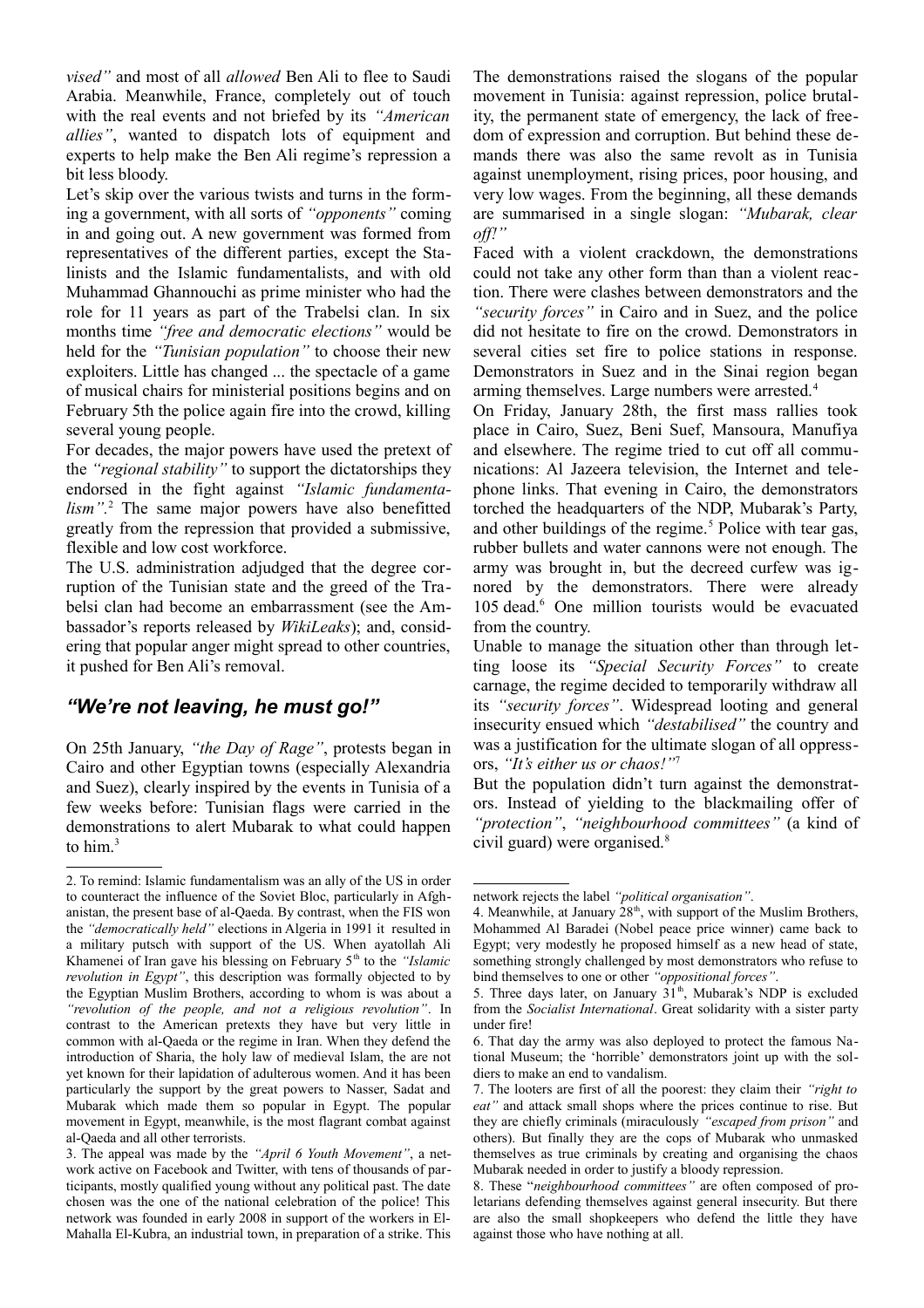*vised"* and most of all *allowed* Ben Ali to flee to Saudi Arabia. Meanwhile, France, completely out of touch with the real events and not briefed by its *"American allies"*, wanted to dispatch lots of equipment and experts to help make the Ben Ali regime's repression a bit less bloody.

Let's skip over the various twists and turns in the forming a government, with all sorts of *"opponents"* coming in and going out. A new government was formed from representatives of the different parties, except the Stalinists and the Islamic fundamentalists, and with old Muhammad Ghannouchi as prime minister who had the role for 11 years as part of the Trabelsi clan. In six months time *"free and democratic elections"* would be held for the *"Tunisian population"* to choose their new exploiters. Little has changed ... the spectacle of a game of musical chairs for ministerial positions begins and on February 5th the police again fire into the crowd, killing several young people.

For decades, the major powers have used the pretext of the *"regional stability"* to support the dictatorships they endorsed in the fight against *"Islamic fundamentalism"*.[2] The same major powers have also benefitted greatly from the repression that provided a submissive, flexible and low cost workforce.

The U.S. administration adjudged that the degree corruption of the Tunisian state and the greed of the Trabelsi clan had become an embarrassment (see the Ambassador's reports released by *WikiLeaks*); and, considering that popular anger might spread to other countries, it pushed for Ben Ali's removal.

## *"We're not leaving, he must go!"*

On 25th January, *"the Day of Rage"*, protests began in Cairo and other Egyptian towns (especially Alexandria and Suez), clearly inspired by the events in Tunisia of a few weeks before: Tunisian flags were carried in the demonstrations to alert Mubarak to what could happen to him.[3]

The demonstrations raised the slogans of the popular movement in Tunisia: against repression, police brutality, the permanent state of emergency, the lack of freedom of expression and corruption. But behind these demands there was also the same revolt as in Tunisia against unemployment, rising prices, poor housing, and very low wages. From the beginning, all these demands are summarised in a single slogan: *"Mubarak, clear off!"*

Faced with a violent crackdown, the demonstrations could not take any other form than than a violent reaction. There were clashes between demonstrators and the *"security forces"* in Cairo and in Suez, and the police did not hesitate to fire on the crowd. Demonstrators in several cities set fire to police stations in response. Demonstrators in Suez and in the Sinai region began arming themselves. Large numbers were arrested.[4]

On Friday, January 28th, the first mass rallies took place in Cairo, Suez, Beni Suef, Mansoura, Manufiya and elsewhere. The regime tried to cut off all communications: Al Jazeera television, the Internet and telephone links. That evening in Cairo, the demonstrators torched the headquarters of the NDP, Mubarak's Party, and other buildings of the regime.[5] Police with tear gas, rubber bullets and water cannons were not enough. The army was brought in, but the decreed curfew was ignored by the demonstrators. There were already 105 dead.[6] One million tourists would be evacuated from the country.

Unable to manage the situation other than through letting loose its *"Special Security Forces"* to create carnage, the regime decided to temporarily withdraw all its *"security forces"*. Widespread looting and general insecurity ensued which *"destabilised"* the country and was a justification for the ultimate slogan of all oppressors, *"It's either us or chaos!"*[7]

But the population didn't turn against the demonstrators. Instead of yielding to the blackmailing offer of *"protection"*, *"neighbourhood committees"* (a kind of civil guard) were organised.[8]

---

2. To remind: Islamic fundamentalism was an ally of the US in order to counteract the influence of the Soviet Bloc, particularly in Afghanistan, the present base of al-Qaeda. By contrast, when the FIS won the *"democratically held"* elections in Algeria in 1991 it resulted in a military putsch with support of the US. When ayatollah Ali Khamenei of Iran gave his blessing on February 5th to the *"Islamic revolution in Egypt"*, this description was formally objected to by the Egyptian Muslim Brothers, according to whom is was about a *"revolution of the people, and not a religious revolution"*. In contrast to the American pretexts they have but very little in common with al-Qaeda or the regime in Iran. When they defend the introduction of Sharia, the holy law of medieval Islam, the are not yet known for their lapidation of adulterous women. And it has been particularly the support by the great powers to Nasser, Sadat and Mubarak which made them so popular in Egypt. The popular movement in Egypt, meanwhile, is the most flagrant combat against al-Qaeda and all other terrorists.

3. The appeal was made by the *"April 6 Youth Movement"*, a network active on Facebook and Twitter, with tens of thousands of participants, mostly qualified young without any political past. The date chosen was the one of the national celebration of the police! This network was founded in early 2008 in support of the workers in El-Mahalla El-Kubra, an industrial town, in preparation of a strike. This network rejects the label *"political organisation"*.

4. Meanwhile, at January 28th, with support of the Muslim Brothers, Mohammed Al Baradei (Nobel peace price winner) came back to Egypt; very modestly he proposed himself as a new head of state, something strongly challenged by most demonstrators who refuse to bind themselves to one or other *"oppositional forces"*.

5. Three days later, on January 31th, Mubarak's NDP is excluded from the *Socialist International*. Great solidarity with a sister party under fire!

6. That day the army was also deployed to protect the famous National Museum; the 'horrible' demonstrators joint up with the soldiers to make an end to vandalism.

7. The looters are first of all the poorest: they claim their *"right to eat"* and attack small shops where the prices continue to rise. But they are chiefly criminals (miraculously *"escaped from prison"* and others). But finally they are the cops of Mubarak who unmasked themselves as true criminals by creating and organising the chaos Mubarak needed in order to justify a bloody repression.

8. These "*neighbourhood committees"* are often composed of proletarians defending themselves against general insecurity. But there are also the small shopkeepers who defend the little they have against those who have nothing at all.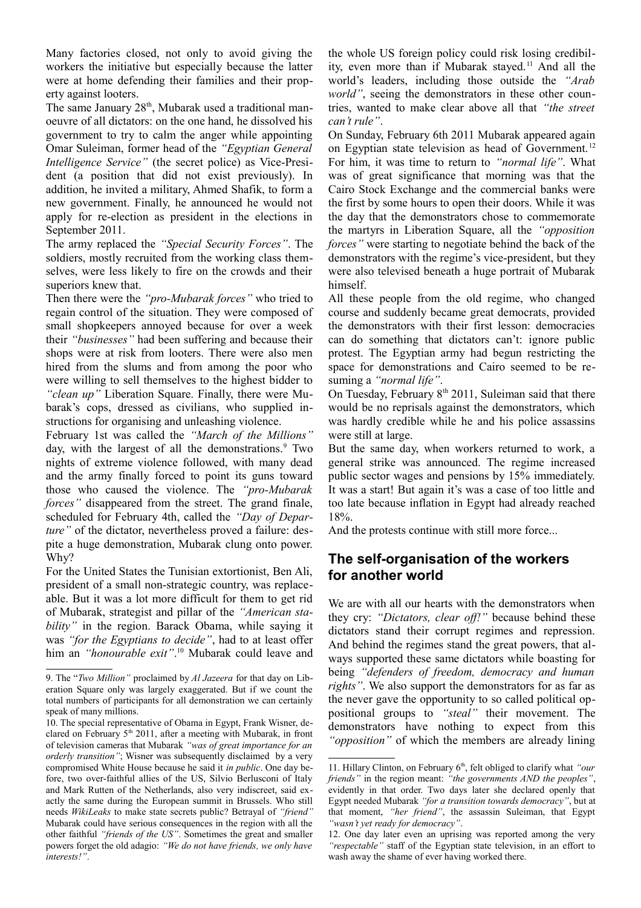Many factories closed, not only to avoid giving the workers the initiative but especially because the latter were at home defending their families and their property against looters.

The same January 28th, Mubarak used a traditional manoeuvre of all dictators: on the one hand, he dissolved his government to try to calm the anger while appointing Omar Suleiman, former head of the *"Egyptian General Intelligence Service"* (the secret police) as Vice-President (a position that did not exist previously). In addition, he invited a military, Ahmed Shafik, to form a new government. Finally, he announced he would not apply for re-election as president in the elections in September 2011.

The army replaced the *"Special Security Forces"*. The soldiers, mostly recruited from the working class themselves, were less likely to fire on the crowds and their superiors knew that.

Then there were the *"pro-Mubarak forces"* who tried to regain control of the situation. They were composed of small shopkeepers annoyed because for over a week their *"businesses"* had been suffering and because their shops were at risk from looters. There were also men hired from the slums and from among the poor who were willing to sell themselves to the highest bidder to *"clean up"* Liberation Square. Finally, there were Mubarak's cops, dressed as civilians, who supplied instructions for organising and unleashing violence.

February 1st was called the *"March of the Millions"* day, with the largest of all the demonstrations.[9] Two nights of extreme violence followed, with many dead and the army finally forced to point its guns toward those who caused the violence. The *"pro-Mubarak forces"* disappeared from the street. The grand finale, scheduled for February 4th, called the *"Day of Departure"* of the dictator, nevertheless proved a failure: despite a huge demonstration, Mubarak clung onto power. Why?

For the United States the Tunisian extortionist, Ben Ali, president of a small non-strategic country, was replaceable. But it was a lot more difficult for them to get rid of Mubarak, strategist and pillar of the *"American stability"* in the region. Barack Obama, while saying it was *"for the Egyptians to decide"*, had to at least offer him an *"honourable exit"*.[10] Mubarak could leave and the whole US foreign policy could risk losing credibility, even more than if Mubarak stayed.[11] And all the world's leaders, including those outside the *"Arab world"*, seeing the demonstrators in these other countries, wanted to make clear above all that *"the street can't rule"*.

On Sunday, February 6th 2011 Mubarak appeared again on Egyptian state television as head of Government.[12] For him, it was time to return to *"normal life"*. What was of great significance that morning was that the Cairo Stock Exchange and the commercial banks were the first by some hours to open their doors. While it was the day that the demonstrators chose to commemorate the martyrs in Liberation Square, all the *"opposition forces"* were starting to negotiate behind the back of the demonstrators with the regime's vice-president, but they were also televised beneath a huge portrait of Mubarak himself.

All these people from the old regime, who changed course and suddenly became great democrats, provided the demonstrators with their first lesson: democracies can do something that dictators can't: ignore public protest. The Egyptian army had begun restricting the space for demonstrations and Cairo seemed to be resuming a *"normal life"*.

On Tuesday, February 8th 2011, Suleiman said that there would be no reprisals against the demonstrators, which was hardly credible while he and his police assassins were still at large.

But the same day, when workers returned to work, a general strike was announced. The regime increased public sector wages and pensions by 15% immediately. It was a start! But again it's was a case of too little and too late because inflation in Egypt had already reached 18%.

And the protests continue with still more force...

## The self-organisation of the workers for another world

We are with all our hearts with the demonstrators when they cry: *"Dictators, clear off!"* because behind these dictators stand their corrupt regimes and repression. And behind the regimes stand the great powers, that always supported these same dictators while boasting for being *"defenders of freedom, democracy and human rights"*. We also support the demonstrators for as far as the never gave the opportunity to so called political oppositional groups to *"steal"* their movement. The demonstrators have nothing to expect from this *"opposition"* of which the members are already lining

---

9. The "*Two Million"* proclaimed by *Al Jazeera* for that day on Liberation Square only was largely exaggerated. But if we count the total numbers of participants for all demonstration we can certainly speak of many millions.

10. The special representative of Obama in Egypt, Frank Wisner, declared on February 5th 2011, after a meeting with Mubarak, in front of television cameras that Mubarak *"was of great importance for an orderly transition"*; Wisner was subsequently disclaimed by a very compromised White House because he said it *in public*. One day before, two over-faithful allies of the US, Silvio Berlusconi of Italy and Mark Rutten of the Netherlands, also very indiscreet, said exactly the same during the European summit in Brussels. Who still needs *WikiLeaks* to make state secrets public? Betrayal of *"friend"* Mubarak could have serious consequences in the region with all the other faithful *"friends of the US"*. Sometimes the great and smaller powers forget the old adagio: *"We do not have friends, we only have interests!"*.

11. Hillary Clinton, on February 6th, felt obliged to clarify what *"our friends"* in the region meant: *"the governments AND the peoples"*, evidently in that order. Two days later she declared openly that Egypt needed Mubarak *"for a transition towards democracy"*, but at that moment, *"her friend"*, the assassin Suleiman, that Egypt *"wasn't yet ready for democracy"*.

12. One day later even an uprising was reported among the very *"respectable"* staff of the Egyptian state television, in an effort to wash away the shame of ever having worked there.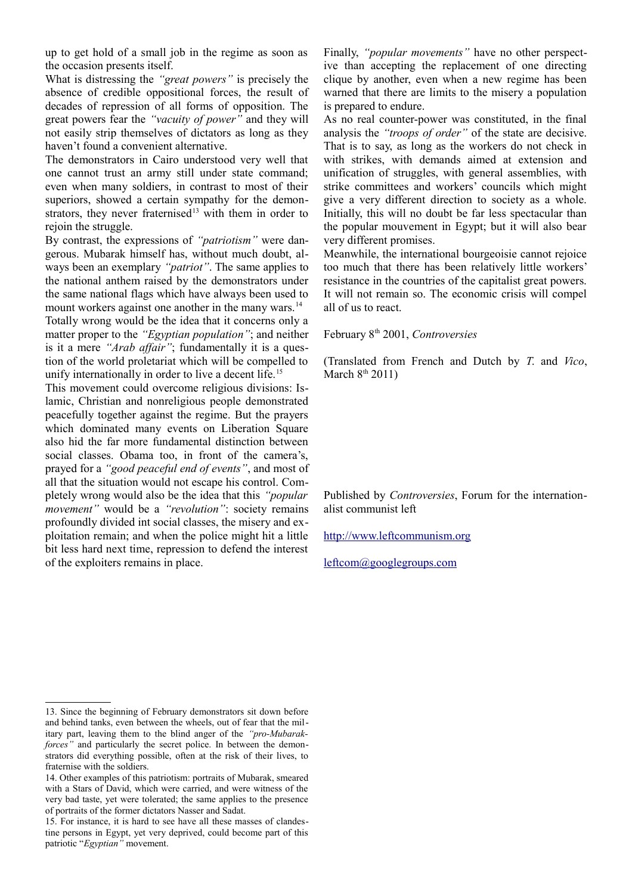up to get hold of a small job in the regime as soon as the occasion presents itself.

What is distressing the *"great powers"* is precisely the absence of credible oppositional forces, the result of decades of repression of all forms of opposition. The great powers fear the *"vacuity of power"* and they will not easily strip themselves of dictators as long as they haven't found a convenient alternative.

The demonstrators in Cairo understood very well that one cannot trust an army still under state command; even when many soldiers, in contrast to most of their superiors, showed a certain sympathy for the demonstrators, they never fraternised[13] with them in order to rejoin the struggle.

By contrast, the expressions of *"patriotism"* were dangerous. Mubarak himself has, without much doubt, always been an exemplary *"patriot"*. The same applies to the national anthem raised by the demonstrators under the same national flags which have always been used to mount workers against one another in the many wars.[14]

Totally wrong would be the idea that it concerns only a matter proper to the *"Egyptian population"*; and neither is it a mere *"Arab affair"*; fundamentally it is a question of the world proletariat which will be compelled to unify internationally in order to live a decent life.[15]

This movement could overcome religious divisions: Islamic, Christian and nonreligious people demonstrated peacefully together against the regime. But the prayers which dominated many events on Liberation Square also hid the far more fundamental distinction between social classes. Obama too, in front of the camera's, prayed for a *"good peaceful end of events"*, and most of all that the situation would not escape his control. Completely wrong would also be the idea that this *"popular movement"* would be a *"revolution"*: society remains profoundly divided int social classes, the misery and exploitation remain; and when the police might hit a little bit less hard next time, repression to defend the interest of the exploiters remains in place.

Finally, *"popular movements"* have no other perspective than accepting the replacement of one directing clique by another, even when a new regime has been warned that there are limits to the misery a population is prepared to endure.

As no real counter-power was constituted, in the final analysis the *"troops of order"* of the state are decisive. That is to say, as long as the workers do not check in with strikes, with demands aimed at extension and unification of struggles, with general assemblies, with strike committees and workers' councils which might give a very different direction to society as a whole. Initially, this will no doubt be far less spectacular than the popular mouvement in Egypt; but it will also bear very different promises.

Meanwhile, the international bourgeoisie cannot rejoice too much that there has been relatively little workers' resistance in the countries of the capitalist great powers. It will not remain so. The economic crisis will compel all of us to react.

February 8th 2001, *Controversies*

(Translated from French and Dutch by *T.* and *Vico*, March 8th 2011)

Published by *Controversies*, Forum for the internationalist communist left

http://www.leftcommunism.org

leftcom@googlegroups.com

---

13. Since the beginning of February demonstrators sit down before and behind tanks, even between the wheels, out of fear that the military part, leaving them to the blind anger of the *"pro-Mubarak-forces"* and particularly the secret police. In between the demonstrators did everything possible, often at the risk of their lives, to fraternise with the soldiers.

14. Other examples of this patriotism: portraits of Mubarak, smeared with a Stars of David, which were carried, and were witness of the very bad taste, yet were tolerated; the same applies to the presence of portraits of the former dictators Nasser and Sadat.

15. For instance, it is hard to see have all these masses of clandestine persons in Egypt, yet very deprived, could become part of this patriotic "*Egyptian"* movement.